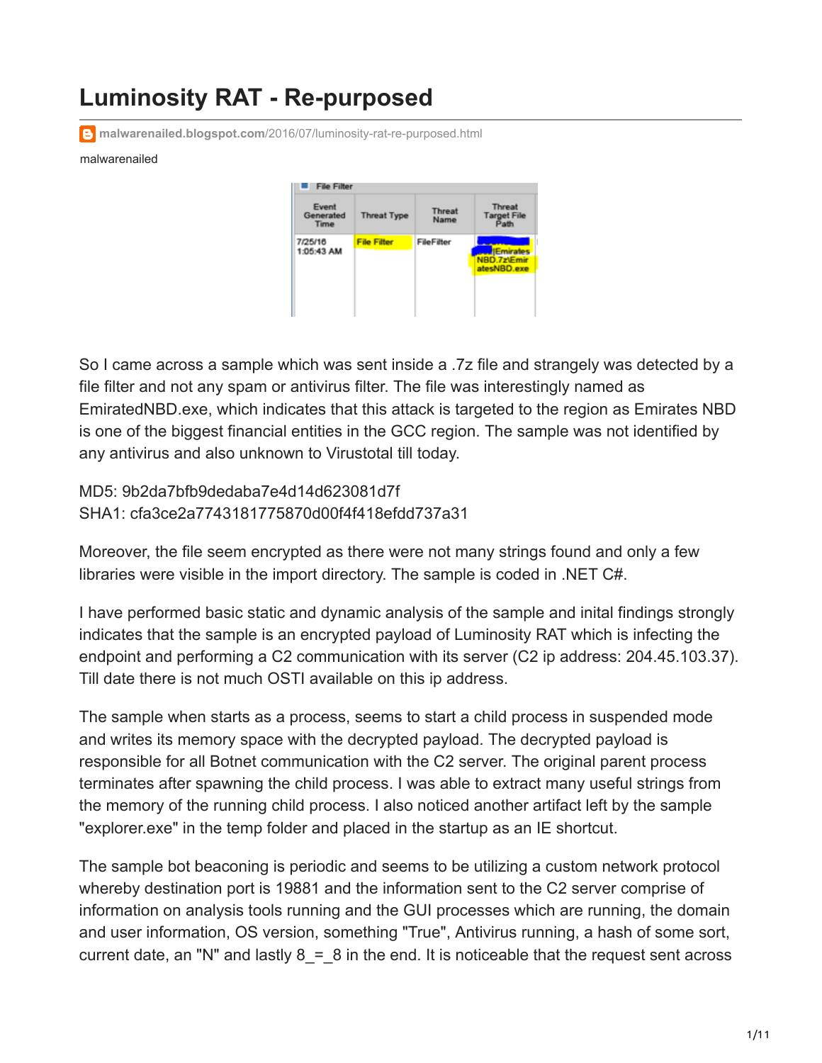# Luminosity RAT - Re-purposed

malwarenailed.blogspot.com/2016/07/luminosity-rat-re-purposed.html

malwarenailed

| Event Generated Time | Threat Type | Threat Name | Threat Target File Path |
|---|---|---|---|
| 7/25/16 1:05:43 AM | File Filter | FileFilter | \Emirates NBD.7z\EmiratesNBD.exe |

So I came across a sample which was sent inside a .7z file and strangely was detected by a file filter and not any spam or antivirus filter. The file was interestingly named as EmiratedNBD.exe, which indicates that this attack is targeted to the region as Emirates NBD is one of the biggest financial entities in the GCC region. The sample was not identified by any antivirus and also unknown to Virustotal till today.

MD5: 9b2da7bfb9dedaba7e4d14d623081d7f
SHA1: cfa3ce2a7743181775870d00f4f418efdd737a31

Moreover, the file seem encrypted as there were not many strings found and only a few libraries were visible in the import directory. The sample is coded in .NET C#.

I have performed basic static and dynamic analysis of the sample and inital findings strongly indicates that the sample is an encrypted payload of Luminosity RAT which is infecting the endpoint and performing a C2 communication with its server (C2 ip address: 204.45.103.37). Till date there is not much OSTI available on this ip address.

The sample when starts as a process, seems to start a child process in suspended mode and writes its memory space with the decrypted payload. The decrypted payload is responsible for all Botnet communication with the C2 server. The original parent process terminates after spawning the child process. I was able to extract many useful strings from the memory of the running child process. I also noticed another artifact left by the sample "explorer.exe" in the temp folder and placed in the startup as an IE shortcut.

The sample bot beaconing is periodic and seems to be utilizing a custom network protocol whereby destination port is 19881 and the information sent to the C2 server comprise of information on analysis tools running and the GUI processes which are running, the domain and user information, OS version, something "True", Antivirus running, a hash of some sort, current date, an "N" and lastly 8_=_8 in the end. It is noticeable that the request sent across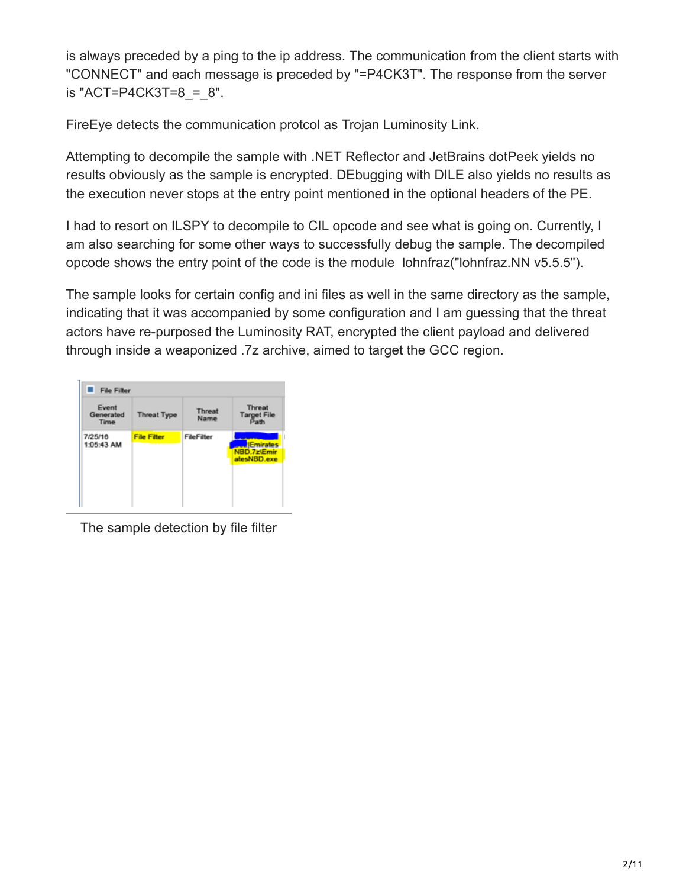is always preceded by a ping to the ip address. The communication from the client starts with "CONNECT" and each message is preceded by "=P4CK3T". The response from the server is "ACT=P4CK3T=8_=_8".

FireEye detects the communication protcol as Trojan Luminosity Link.

Attempting to decompile the sample with .NET Reflector and JetBrains dotPeek yields no results obviously as the sample is encrypted. DEbugging with DILE also yields no results as the execution never stops at the entry point mentioned in the optional headers of the PE.

I had to resort on ILSPY to decompile to CIL opcode and see what is going on. Currently, I am also searching for some other ways to successfully debug the sample. The decompiled opcode shows the entry point of the code is the module lohnfraz("lohnfraz.NN v5.5.5").

The sample looks for certain config and ini files as well in the same directory as the sample, indicating that it was accompanied by some configuration and I am guessing that the threat actors have re-purposed the Luminosity RAT, encrypted the client payload and delivered through inside a weaponized .7z archive, aimed to target the GCC region.

| Event Generated Time | Threat Type | Threat Name | Threat Target File Path |
| --- | --- | --- | --- |
| 7/25/16 1:05:43 AM | File Filter | FileFilter | ...\Emirates NBD.7z\EmiratesNBD.exe |

The sample detection by file filter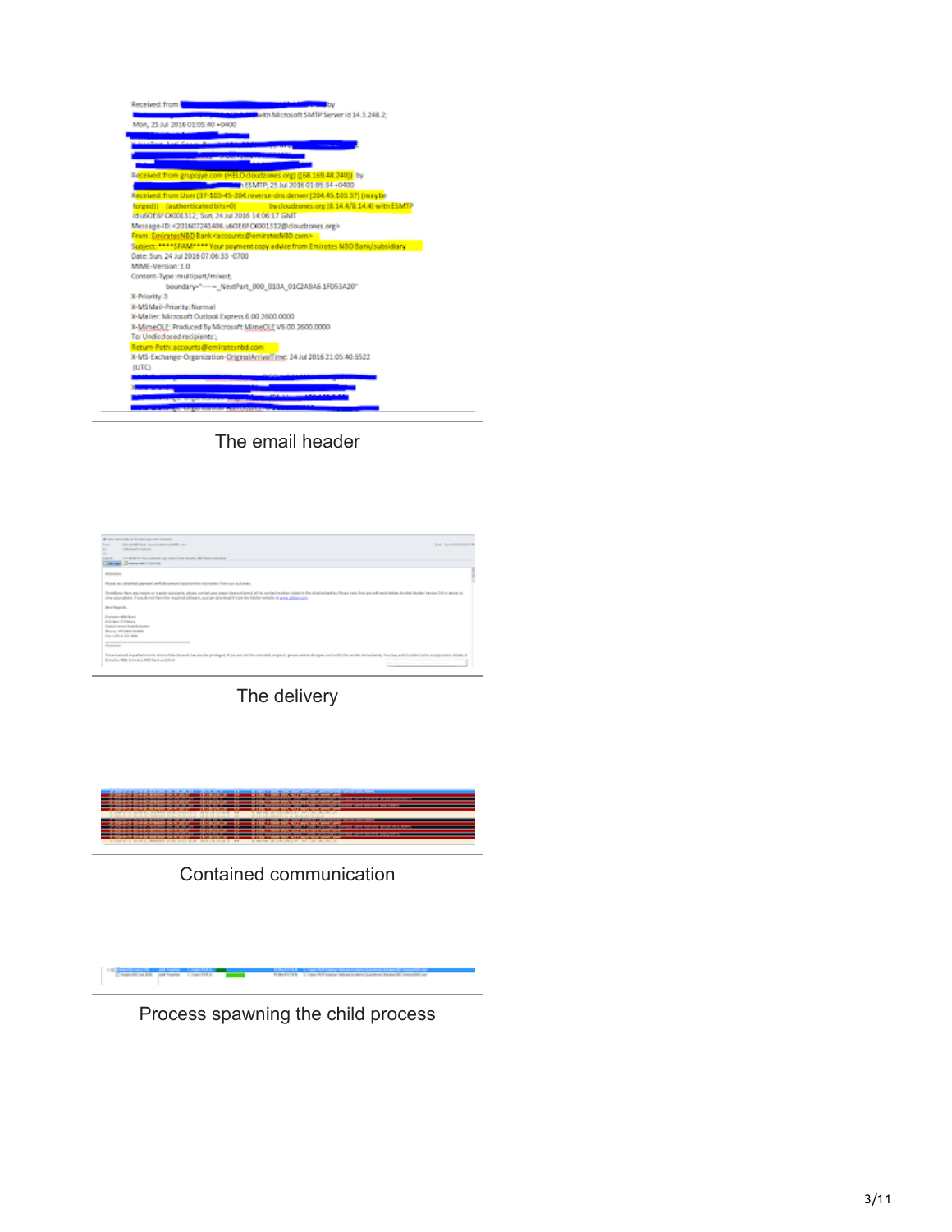The email header

The delivery

Contained communication

Process spawning the child process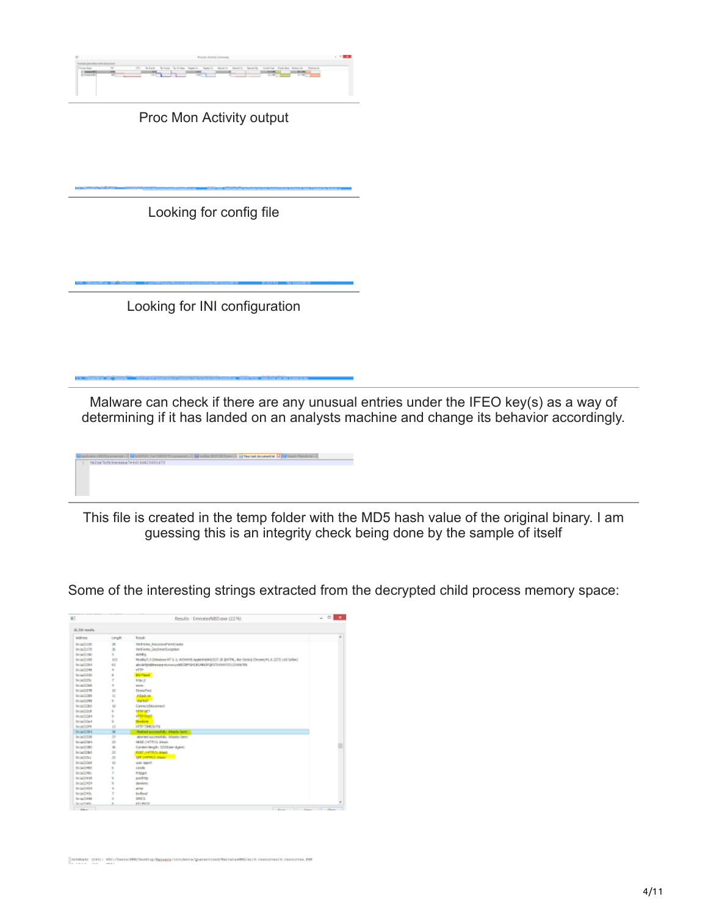Proc Mon Activity output

Looking for config file

Looking for INI configuration

Malware can check if there are any unusual entries under the IFEO key(s) as a way of determining if it has landed on an analysts machine and change its behavior accordingly.

This file is created in the temp folder with the MD5 hash value of the original binary. I am guessing this is an integrity check being done by the sample of itself

Some of the interesting strings extracted from the decrypted child process memory space: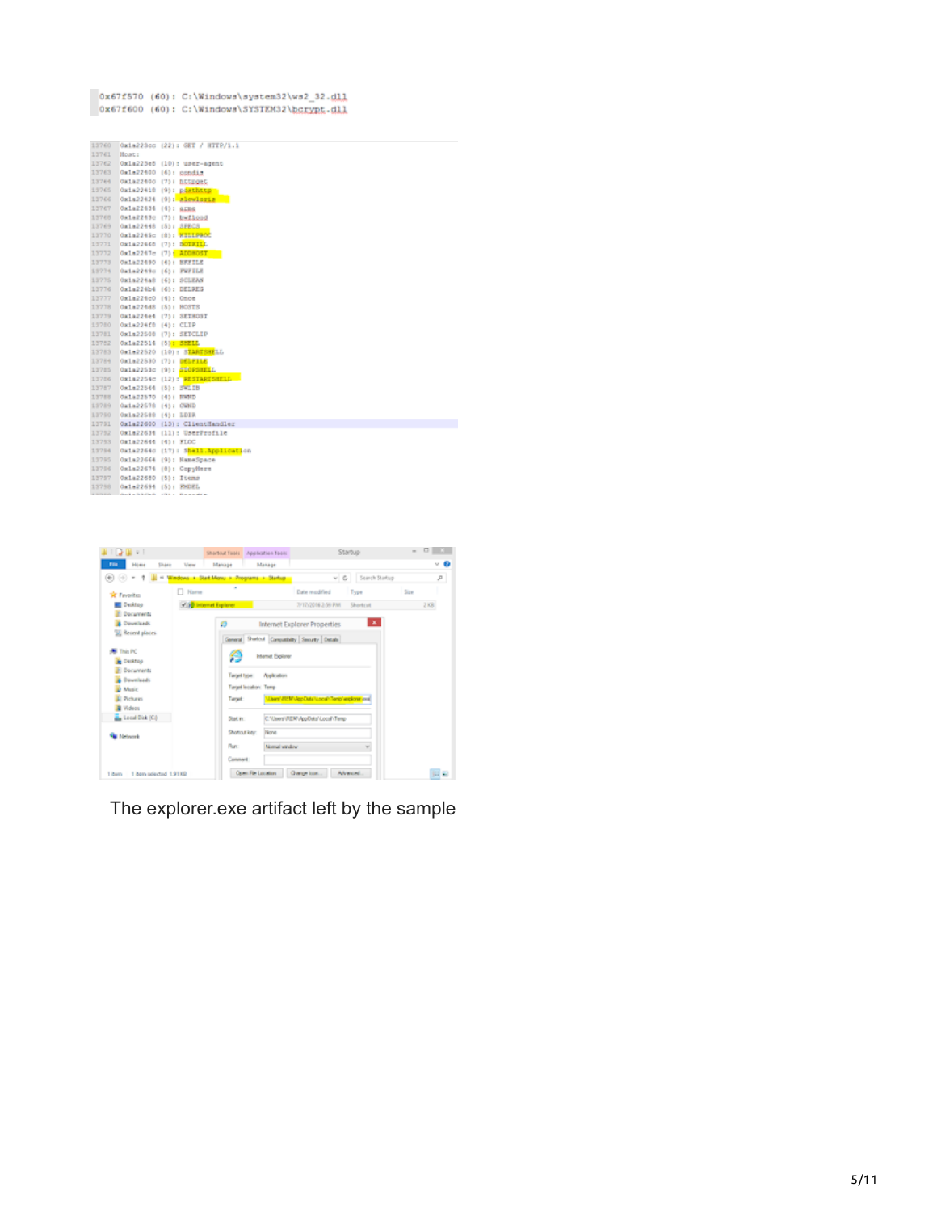```
0x67f570 (60): C:\Windows\system32\ws2_32.dll
0x67f600 (60): C:\Windows\SYSTEM32\bcrypt.dll
```

```
13760 0x1a223cc (22): GET / HTTP/1.1
13761 Host:
13762 0x1a223e8 (10): user-agent
13763 0x1a22400 (6): condis
13764 0x1a2240c (7): httpget
13765 0x1a22418 (9): posthttp
13766 0x1a22424 (9): slowloris
13767 0x1a22434 (4): arme
13768 0x1a2243c (7): bwflood
13769 0x1a22448 (5): SPECS
13770 0x1a2245c (8): KILLPROC
13771 0x1a22468 (7): BOTKILL
13772 0x1a2247c (7): ADDHOST
13773 0x1a22490 (6): BKFILE
13774 0x1a2249c (6): FWFILE
13775 0x1a224a8 (6): SCLEAN
13776 0x1a224b4 (6): DELREG
13777 0x1a224c0 (4): Once
13778 0x1a224d8 (5): HOSTS
13779 0x1a224e4 (7): SETHOST
13780 0x1a224f8 (4): CLIP
13781 0x1a22508 (7): SETCLIP
13782 0x1a22514 (5): SHELL
13783 0x1a22520 (10): STARTSHELL
13784 0x1a22530 (7): DELFILE
13785 0x1a2253c (9): STOPSHELL
13786 0x1a2254c (12): RESTARTSHELL
13787 0x1a22564 (5): SWLIB
13788 0x1a22570 (4): RWND
13789 0x1a22578 (4): CWND
13790 0x1a22588 (4): LDIR
13791 0x1a22600 (13): ClientHandler
13792 0x1a22634 (11): UserProfile
13793 0x1a22644 (4): FLOC
13794 0x1a2264c (17): Shell.Application
13795 0x1a22664 (9): NameSpace
13796 0x1a22674 (8): CopyHere
13797 0x1a22680 (5): Items
13798 0x1a22694 (5): PMDEL
```

The explorer.exe artifact left by the sample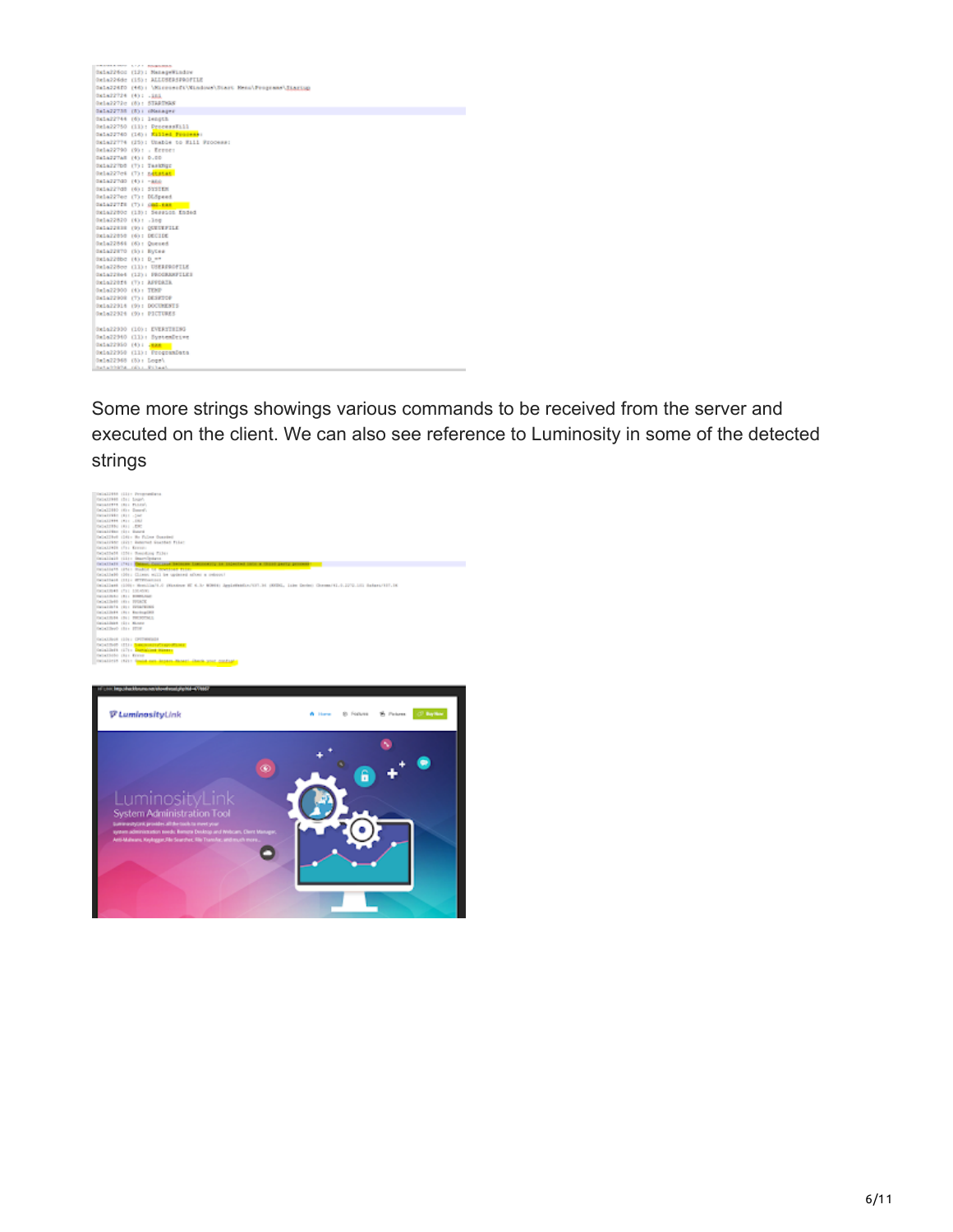Some more strings showings various commands to be received from the server and executed on the client. We can also see reference to Luminosity in some of the detected strings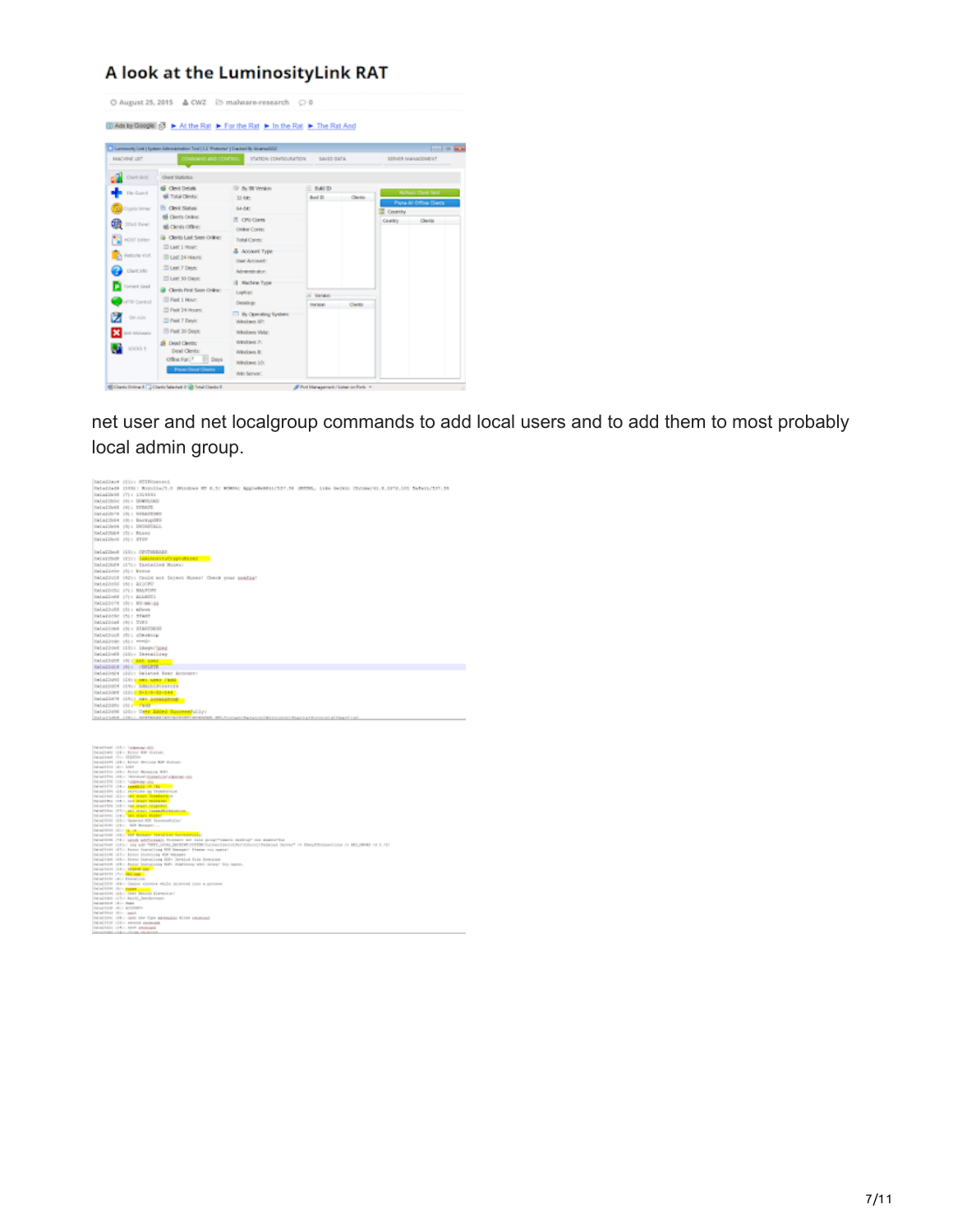# A look at the LuminosityLink RAT

August 25, 2015 CWZ malware-research 0

net user and net localgroup commands to add local users and to add them to most probably local admin group.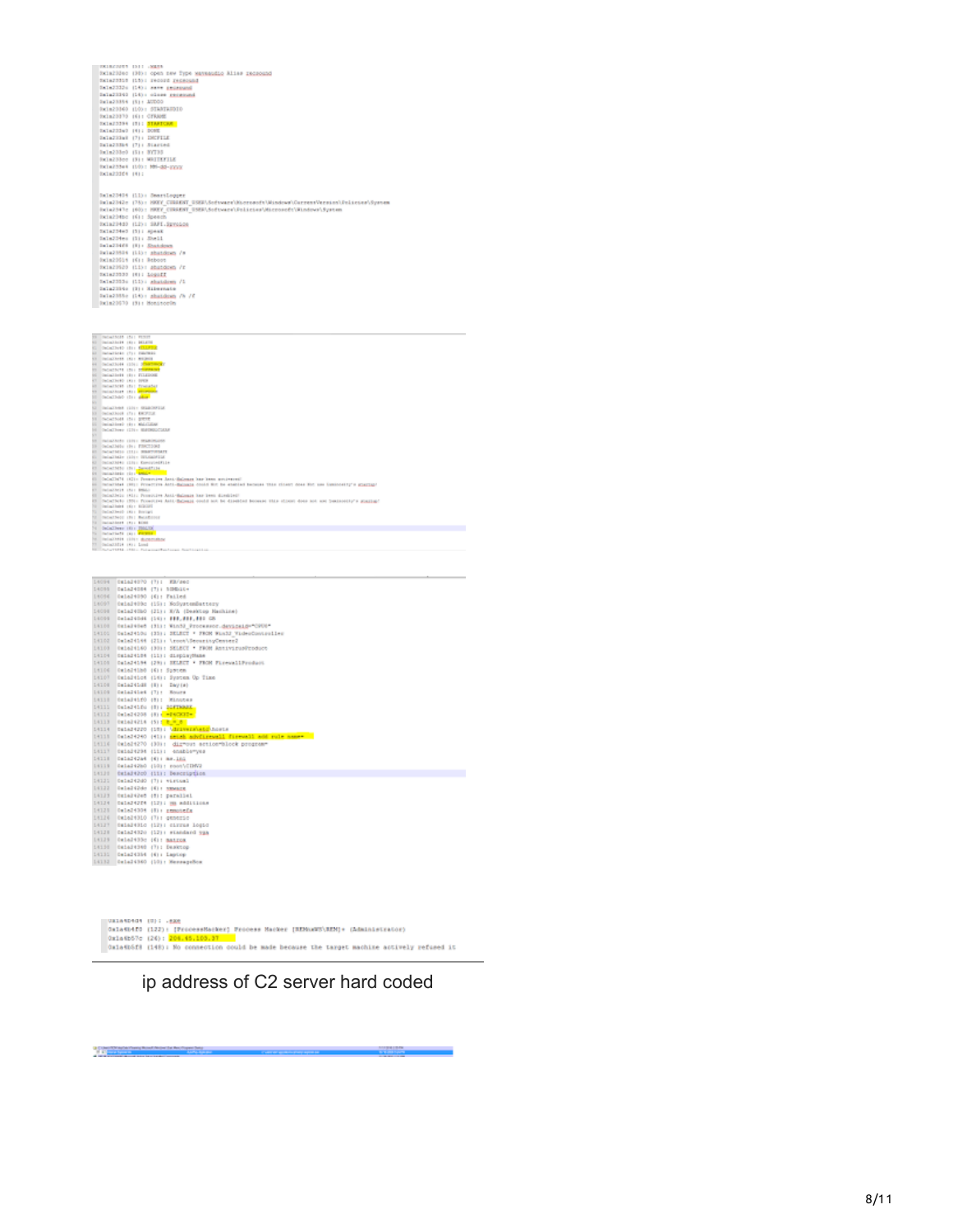ip address of C2 server hard coded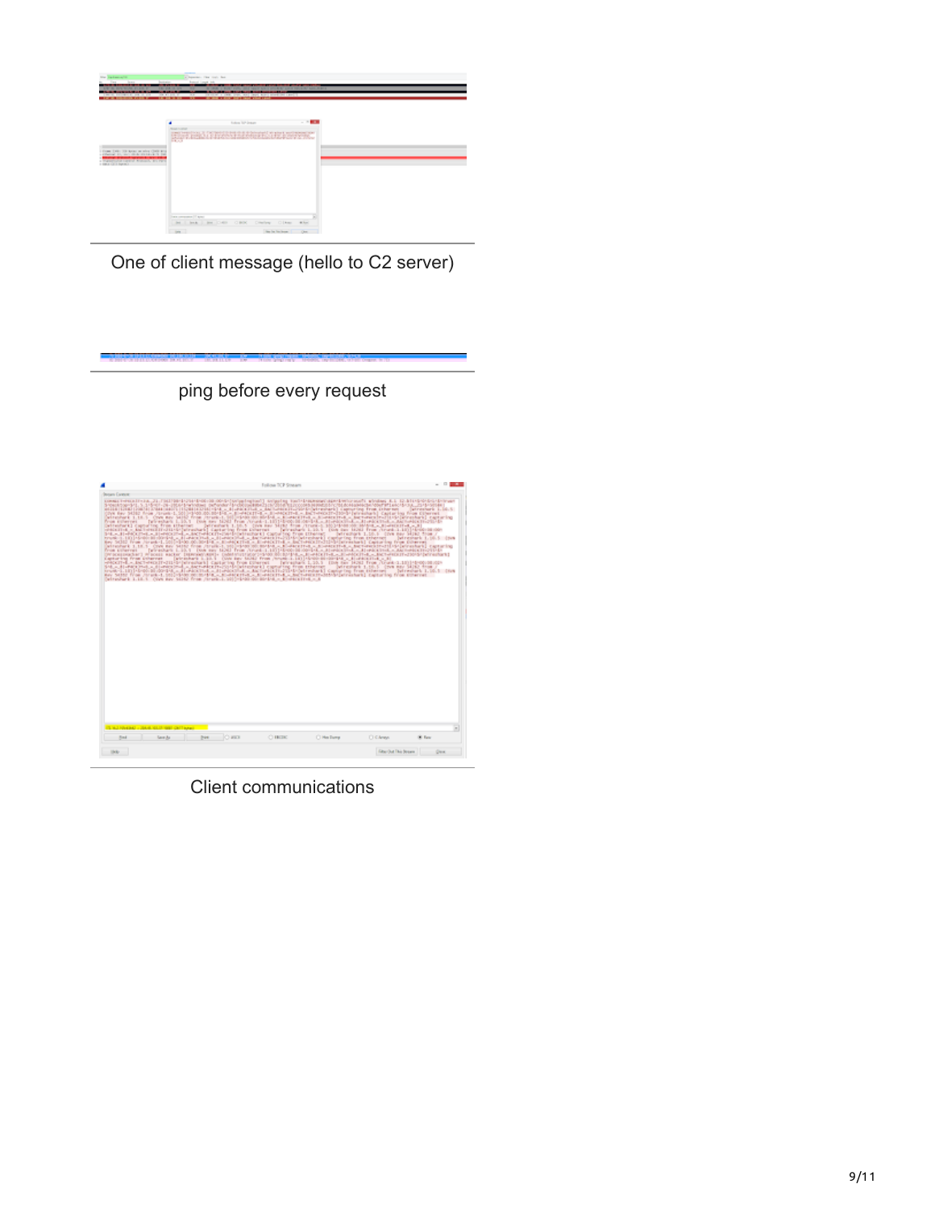One of client message (hello to C2 server)

ping before every request

Client communications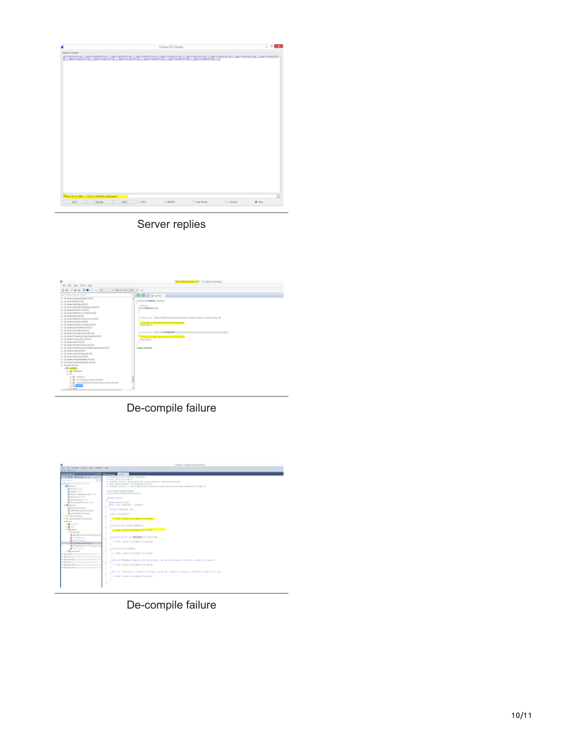Server replies

De-compile failure

De-compile failure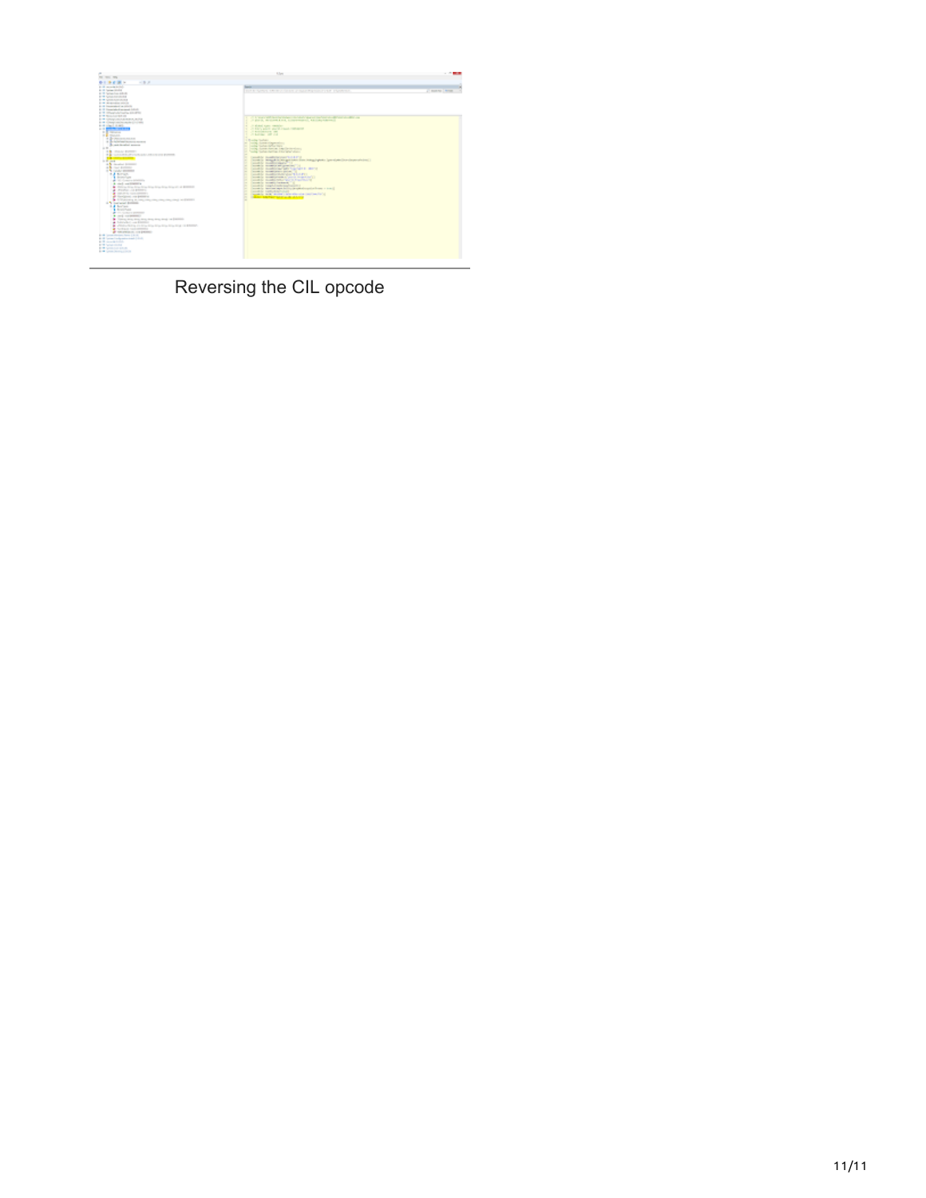Reversing the CIL opcode